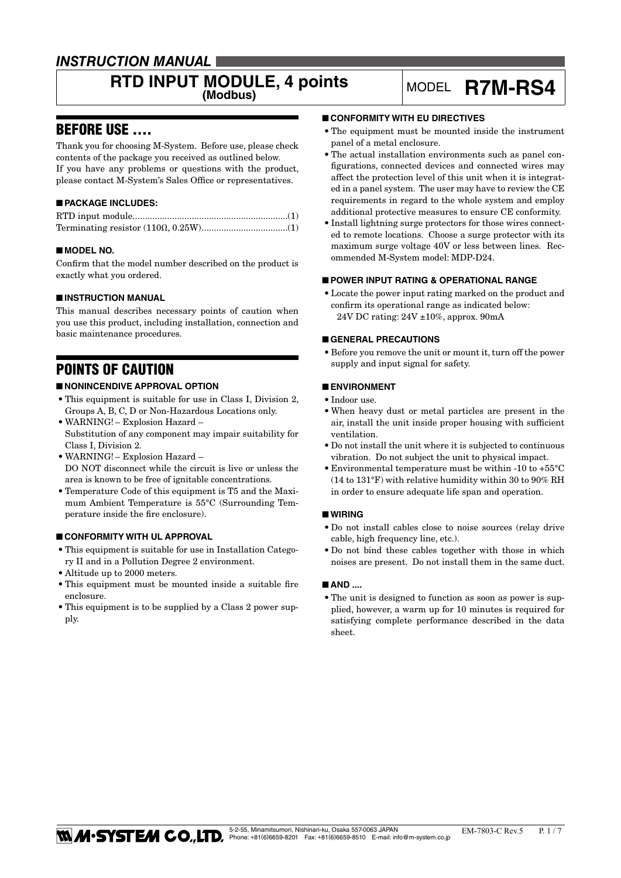*INSTRUCTION MANUAL*

# RTD INPUT MODULE, 4 points (Modbus)

MODEL **R7M-RS4**

## BEFORE USE ....

Thank you for choosing M-System. Before use, please check contents of the package you received as outlined below.
If you have any problems or questions with the product, please contact M-System's Sales Office or representatives.

### ■ PACKAGE INCLUDES:

RTD input module...............................................................(1)
Terminating resistor (110Ω, 0.25W)...................................(1)

### ■ MODEL NO.

Confirm that the model number described on the product is exactly what you ordered.

### ■ INSTRUCTION MANUAL

This manual describes necessary points of caution when you use this product, including installation, connection and basic maintenance procedures.

## POINTS OF CAUTION

### ■ NONINCENDIVE APPROVAL OPTION

- This equipment is suitable for use in Class I, Division 2, Groups A, B, C, D or Non-Hazardous Locations only.
- WARNING! – Explosion Hazard –
  Substitution of any component may impair suitability for Class I, Division 2.
- WARNING! – Explosion Hazard –
  DO NOT disconnect while the circuit is live or unless the area is known to be free of ignitable concentrations.
- Temperature Code of this equipment is T5 and the Maximum Ambient Temperature is 55°C (Surrounding Temperature inside the fire enclosure).

### ■ CONFORMITY WITH UL APPROVAL

- This equipment is suitable for use in Installation Category II and in a Pollution Degree 2 environment.
- Altitude up to 2000 meters.
- This equipment must be mounted inside a suitable fire enclosure.
- This equipment is to be supplied by a Class 2 power supply.

### ■ CONFORMITY WITH EU DIRECTIVES

- The equipment must be mounted inside the instrument panel of a metal enclosure.
- The actual installation environments such as panel configurations, connected devices and connected wires may affect the protection level of this unit when it is integrated in a panel system. The user may have to review the CE requirements in regard to the whole system and employ additional protective measures to ensure CE conformity.
- Install lightning surge protectors for those wires connected to remote locations. Choose a surge protector with its maximum surge voltage 40V or less between lines. Recommended M-System model: MDP-D24.

### ■ POWER INPUT RATING & OPERATIONAL RANGE

- Locate the power input rating marked on the product and confirm its operational range as indicated below:
  24V DC rating: 24V ±10%, approx. 90mA

### ■ GENERAL PRECAUTIONS

- Before you remove the unit or mount it, turn off the power supply and input signal for safety.

### ■ ENVIRONMENT

- Indoor use.
- When heavy dust or metal particles are present in the air, install the unit inside proper housing with sufficient ventilation.
- Do not install the unit where it is subjected to continuous vibration. Do not subject the unit to physical impact.
- Environmental temperature must be within -10 to +55°C (14 to 131°F) with relative humidity within 30 to 90% RH in order to ensure adequate life span and operation.

### ■ WIRING

- Do not install cables close to noise sources (relay drive cable, high frequency line, etc.).
- Do not bind these cables together with those in which noises are present. Do not install them in the same duct.

### ■ AND ....

- The unit is designed to function as soon as power is supplied, however, a warm up for 10 minutes is required for satisfying complete performance described in the data sheet.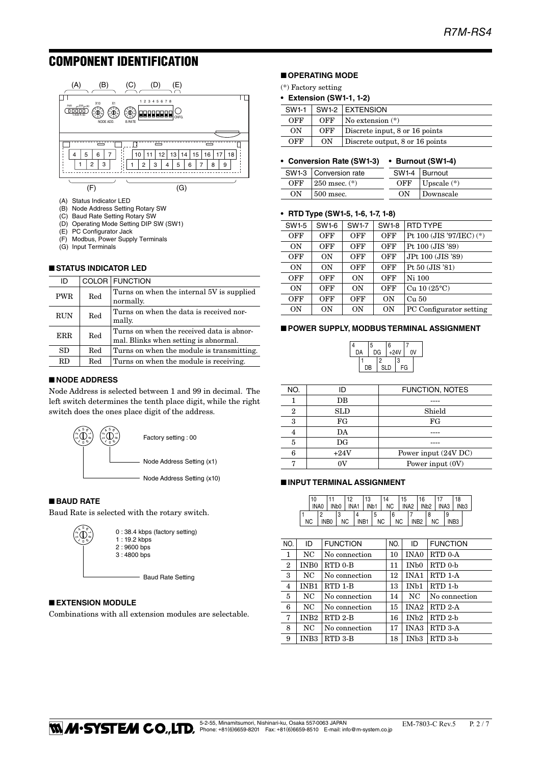# COMPONENT IDENTIFICATION

(A) Status Indicator LED
(B) Node Address Setting Rotary SW
(C) Baud Rate Setting Rotary SW
(D) Operating Mode Setting DIP SW (SW1)
(E) PC Configurator Jack
(F) Modbus, Power Supply Terminals
(G) Input Terminals

## ■ STATUS INDICATOR LED

| ID | COLOR | FUNCTION |
|---|---|---|
| PWR | Red | Turns on when the internal 5V is supplied normally. |
| RUN | Red | Turns on when the data is received normally. |
| ERR | Red | Turns on when the received data is abnormal. Blinks when setting is abnormal. |
| SD | Red | Turns on when the module is transmitting. |
| RD | Red | Turns on when the module is receiving. |

## ■ NODE ADDRESS

Node Address is selected between 1 and 99 in decimal. The left switch determines the tenth place digit, while the right switch does the ones place digit of the address.

Factory setting : 00

Node Address Setting (x1)

Node Address Setting (x10)

## ■ BAUD RATE

Baud Rate is selected with the rotary switch.

0 : 38.4 kbps (factory setting)
1 : 19.2 kbps
2 : 9600 bps
3 : 4800 bps

Baud Rate Setting

## ■ EXTENSION MODULE

Combinations with all extension modules are selectable.

## ■ OPERATING MODE

(*) Factory setting

- **Extension (SW1-1, 1-2)**

| SW1-1 | SW1-2 | EXTENSION |
|---|---|---|
| OFF | OFF | No extension (*) |
| ON | OFF | Discrete input, 8 or 16 points |
| OFF | ON | Discrete output, 8 or 16 points |

- **Conversion Rate (SW1-3)**

| SW1-3 | Conversion rate |
|---|---|
| OFF | 250 msec. (*) |
| ON | 500 msec. |

- **Burnout (SW1-4)**

| SW1-4 | Burnout |
|---|---|
| OFF | Upscale (*) |
| ON | Downscale |

- **RTD Type (SW1-5, 1-6, 1-7, 1-8)**

| SW1-5 | SW1-6 | SW1-7 | SW1-8 | RTD TYPE |
|---|---|---|---|---|
| OFF | OFF | OFF | OFF | Pt 100 (JIS '97/IEC) (*) |
| ON | OFF | OFF | OFF | Pt 100 (JIS '89) |
| OFF | ON | OFF | OFF | JPt 100 (JIS '89) |
| ON | ON | OFF | OFF | Pt 50 (JIS '81) |
| OFF | OFF | ON | OFF | Ni 100 |
| ON | OFF | ON | OFF | Cu 10 (25°C) |
| OFF | OFF | OFF | ON | Cu 50 |
| ON | ON | ON | ON | PC Configurator setting |

## ■ POWER SUPPLY, MODBUS TERMINAL ASSIGNMENT

| NO. | ID | FUNCTION, NOTES |
|---|---|---|
| 1 | DB | ---- |
| 2 | SLD | Shield |
| 3 | FG | FG |
| 4 | DA | ---- |
| 5 | DG | ---- |
| 6 | +24V | Power input (24V DC) |
| 7 | 0V | Power input (0V) |

## ■ INPUT TERMINAL ASSIGNMENT

| NO. | ID | FUNCTION | NO. | ID | FUNCTION |
|---|---|---|---|---|---|
| 1 | NC | No connection | 10 | INA0 | RTD 0-A |
| 2 | INB0 | RTD 0-B | 11 | INb0 | RTD 0-b |
| 3 | NC | No connection | 12 | INA1 | RTD 1-A |
| 4 | INB1 | RTD 1-B | 13 | INb1 | RTD 1-b |
| 5 | NC | No connection | 14 | NC | No connection |
| 6 | NC | No connection | 15 | INA2 | RTD 2-A |
| 7 | INB2 | RTD 2-B | 16 | INb2 | RTD 2-b |
| 8 | NC | No connection | 17 | INA3 | RTD 3-A |
| 9 | INB3 | RTD 3-B | 18 | INb3 | RTD 3-b |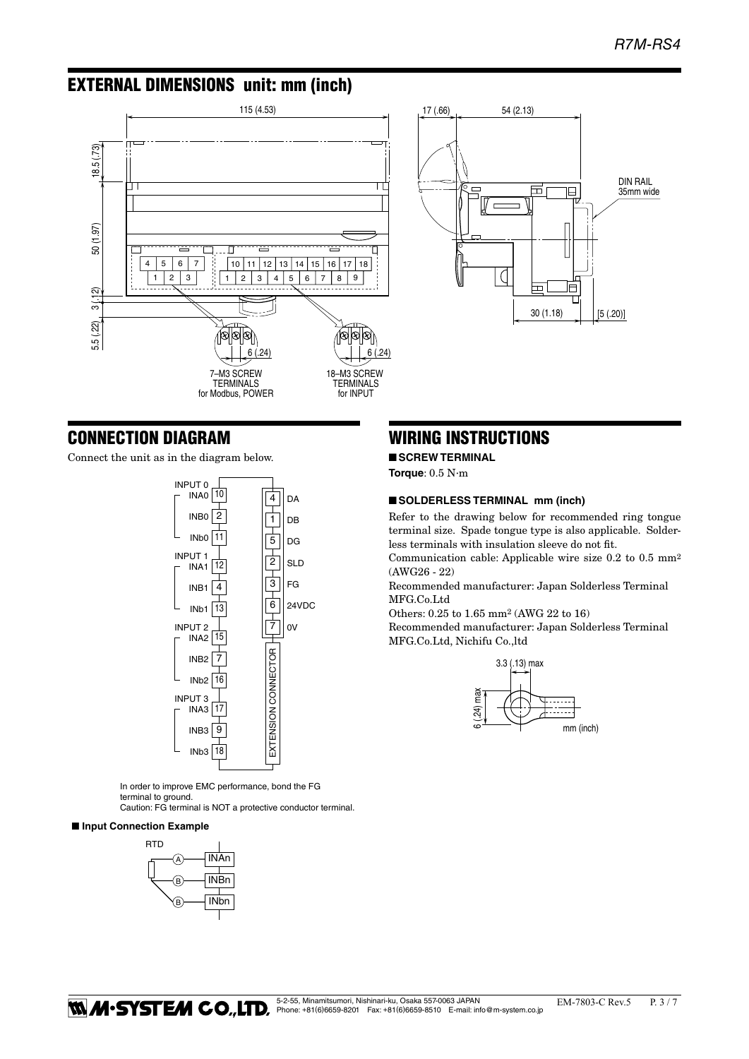## EXTERNAL DIMENSIONS unit: mm (inch)

115 (4.53)

18.5 (.73)

50 (1.97)

3 (.12)

5.5 (.22)

6 (.24)

7–M3 SCREW TERMINALS for Modbus, POWER

18–M3 SCREW TERMINALS for INPUT

17 (.66)

54 (2.13)

DIN RAIL 35mm wide

30 (1.18)

[5 (.20)]

## CONNECTION DIAGRAM

Connect the unit as in the diagram below.

| Input | Terminal | No. |
|---|---|---|
| INPUT 0 | INA0 | 10 |
| | INB0 | 2 |
| | INb0 | 11 |
| INPUT 1 | INA1 | 12 |
| | INB1 | 4 |
| | INb1 | 13 |
| INPUT 2 | INA2 | 15 |
| | INB2 | 7 |
| | INb2 | 16 |
| INPUT 3 | INA3 | 17 |
| | INB3 | 9 |
| | INb3 | 18 |

| No. | Terminal |
|---|---|
| 4 | DA |
| 1 | DB |
| 5 | DG |
| 2 | SLD |
| 3 | FG |
| 6 | 24VDC |
| 7 | 0V |

EXTENSION CONNECTOR

In order to improve EMC performance, bond the FG terminal to ground.
Caution: FG terminal is NOT a protective conductor terminal.

### ■ Input Connection Example

RTD: A – INAn, B – INBn, B – INbn

## WIRING INSTRUCTIONS

### ■ SCREW TERMINAL

**Torque**: 0.5 N·m

### ■ SOLDERLESS TERMINAL mm (inch)

Refer to the drawing below for recommended ring tongue terminal size. Spade tongue type is also applicable. Solderless terminals with insulation sleeve do not fit.

Communication cable: Applicable wire size 0.2 to 0.5 mm$^2$ (AWG26 - 22)

Recommended manufacturer: Japan Solderless Terminal MFG.Co.Ltd

Others: 0.25 to 1.65 mm$^2$ (AWG 22 to 16)

Recommended manufacturer: Japan Solderless Terminal MFG.Co.Ltd, Nichifu Co.,ltd

3.3 (.13) max

6 (.24) max

mm (inch)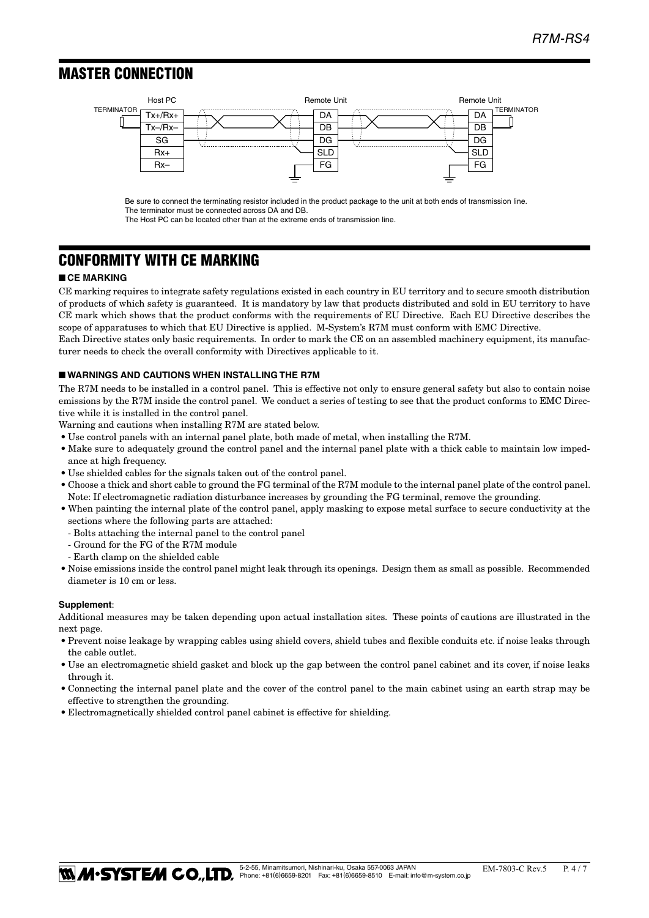## MASTER CONNECTION

Be sure to connect the terminating resistor included in the product package to the unit at both ends of transmission line.
The terminator must be connected across DA and DB.
The Host PC can be located other than at the extreme ends of transmission line.

## CONFORMITY WITH CE MARKING

### ■ CE MARKING

CE marking requires to integrate safety regulations existed in each country in EU territory and to secure smooth distribution of products of which safety is guaranteed. It is mandatory by law that products distributed and sold in EU territory to have CE mark which shows that the product conforms with the requirements of EU Directive. Each EU Directive describes the scope of apparatuses to which that EU Directive is applied. M-System's R7M must conform with EMC Directive.
Each Directive states only basic requirements. In order to mark the CE on an assembled machinery equipment, its manufacturer needs to check the overall conformity with Directives applicable to it.

### ■ WARNINGS AND CAUTIONS WHEN INSTALLING THE R7M

The R7M needs to be installed in a control panel. This is effective not only to ensure general safety but also to contain noise emissions by the R7M inside the control panel. We conduct a series of testing to see that the product conforms to EMC Directive while it is installed in the control panel.
Warning and cautions when installing R7M are stated below.

- Use control panels with an internal panel plate, both made of metal, when installing the R7M.
- Make sure to adequately ground the control panel and the internal panel plate with a thick cable to maintain low impedance at high frequency.
- Use shielded cables for the signals taken out of the control panel.
- Choose a thick and short cable to ground the FG terminal of the R7M module to the internal panel plate of the control panel. Note: If electromagnetic radiation disturbance increases by grounding the FG terminal, remove the grounding.
- When painting the internal plate of the control panel, apply masking to expose metal surface to secure conductivity at the sections where the following parts are attached:
  - Bolts attaching the internal panel to the control panel
  - Ground for the FG of the R7M module
  - Earth clamp on the shielded cable
- Noise emissions inside the control panel might leak through its openings. Design them as small as possible. Recommended diameter is 10 cm or less.

**Supplement**:
Additional measures may be taken depending upon actual installation sites. These points of cautions are illustrated in the next page.

- Prevent noise leakage by wrapping cables using shield covers, shield tubes and flexible conduits etc. if noise leaks through the cable outlet.
- Use an electromagnetic shield gasket and block up the gap between the control panel cabinet and its cover, if noise leaks through it.
- Connecting the internal panel plate and the cover of the control panel to the main cabinet using an earth strap may be effective to strengthen the grounding.
- Electromagnetically shielded control panel cabinet is effective for shielding.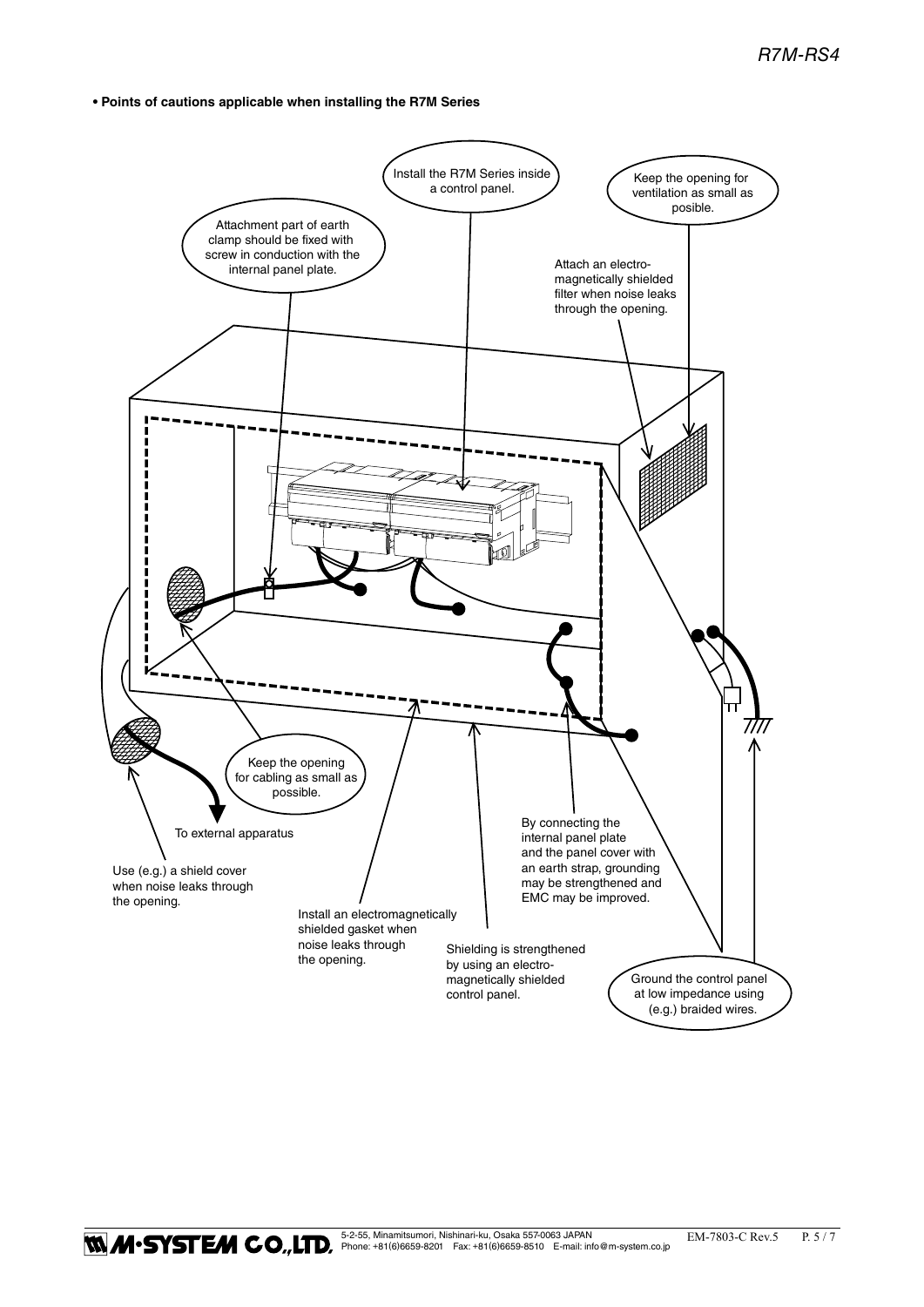• **Points of cautions applicable when installing the R7M Series**

Install the R7M Series inside a control panel.

Keep the opening for ventilation as small as posible.

Attachment part of earth clamp should be fixed with screw in conduction with the internal panel plate.

Attach an electro-magnetically shielded filter when noise leaks through the opening.

Keep the opening for cabling as small as possible.

To external apparatus

Use (e.g.) a shield cover when noise leaks through the opening.

Install an electromagnetically shielded gasket when noise leaks through the opening.

Shielding is strengthened by using an electro-magnetically shielded control panel.

By connecting the internal panel plate and the panel cover with an earth strap, grounding may be strengthened and EMC may be improved.

Ground the control panel at low impedance using (e.g.) braided wires.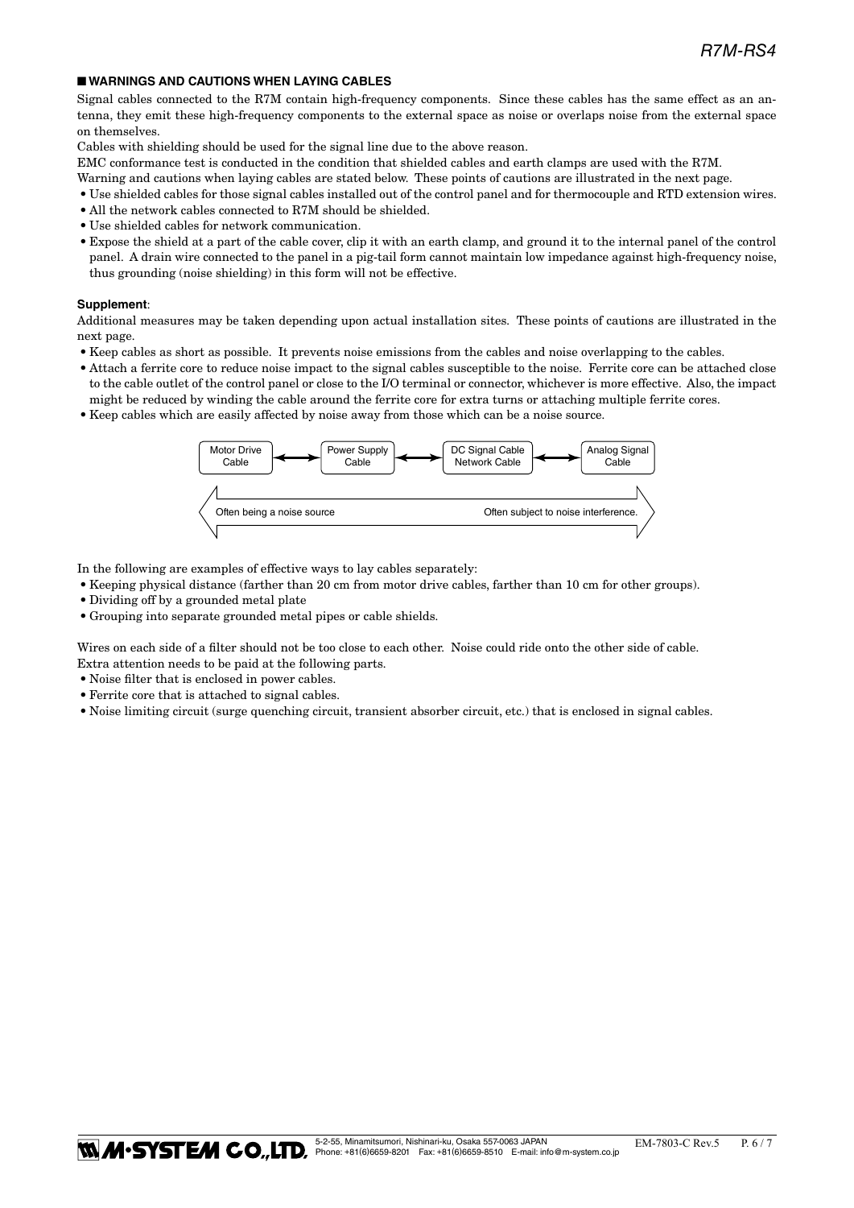## ■ WARNINGS AND CAUTIONS WHEN LAYING CABLES

Signal cables connected to the R7M contain high-frequency components. Since these cables has the same effect as an antenna, they emit these high-frequency components to the external space as noise or overlaps noise from the external space on themselves.

Cables with shielding should be used for the signal line due to the above reason.

EMC conformance test is conducted in the condition that shielded cables and earth clamps are used with the R7M.

Warning and cautions when laying cables are stated below. These points of cautions are illustrated in the next page.

- Use shielded cables for those signal cables installed out of the control panel and for thermocouple and RTD extension wires.
- All the network cables connected to R7M should be shielded.
- Use shielded cables for network communication.
- Expose the shield at a part of the cable cover, clip it with an earth clamp, and ground it to the internal panel of the control panel. A drain wire connected to the panel in a pig-tail form cannot maintain low impedance against high-frequency noise, thus grounding (noise shielding) in this form will not be effective.

**Supplement**:

Additional measures may be taken depending upon actual installation sites. These points of cautions are illustrated in the next page.

- Keep cables as short as possible. It prevents noise emissions from the cables and noise overlapping to the cables.
- Attach a ferrite core to reduce noise impact to the signal cables susceptible to the noise. Ferrite core can be attached close to the cable outlet of the control panel or close to the I/O terminal or connector, whichever is more effective. Also, the impact might be reduced by winding the cable around the ferrite core for extra turns or attaching multiple ferrite cores.
- Keep cables which are easily affected by noise away from those which can be a noise source.

Motor Drive Cable ↔ Power Supply Cable ↔ DC Signal Cable Network Cable ↔ Analog Signal Cable

Often being a noise source ⟷ Often subject to noise interference.

In the following are examples of effective ways to lay cables separately:

- Keeping physical distance (farther than 20 cm from motor drive cables, farther than 10 cm for other groups).
- Dividing off by a grounded metal plate
- Grouping into separate grounded metal pipes or cable shields.

Wires on each side of a filter should not be too close to each other. Noise could ride onto the other side of cable.

Extra attention needs to be paid at the following parts.

- Noise filter that is enclosed in power cables.
- Ferrite core that is attached to signal cables.
- Noise limiting circuit (surge quenching circuit, transient absorber circuit, etc.) that is enclosed in signal cables.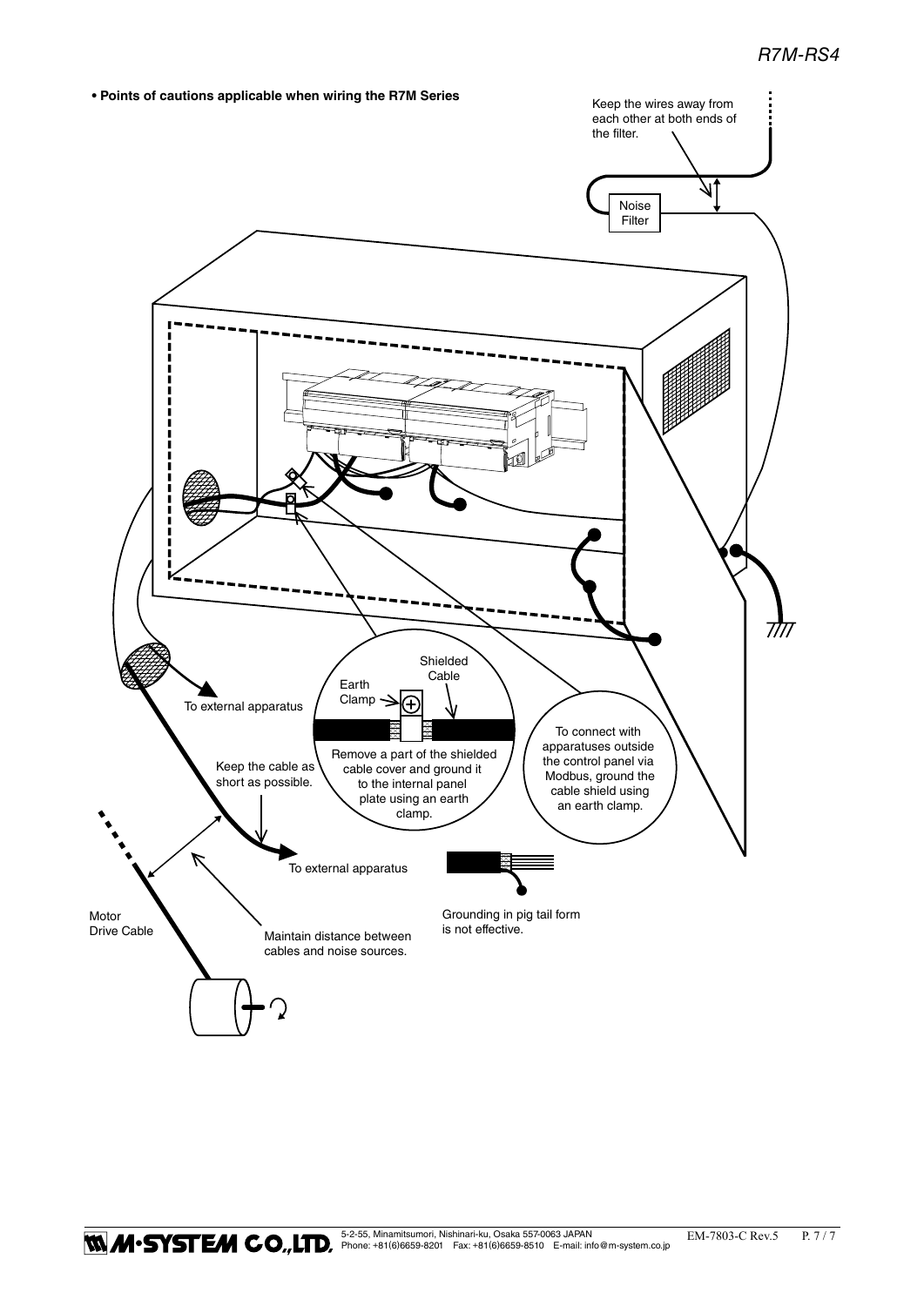• **Points of cautions applicable when wiring the R7M Series**

Keep the wires away from each other at both ends of the filter.

Noise Filter

Shielded Cable

Earth Clamp

Remove a part of the shielded cable cover and ground it to the internal panel plate using an earth clamp.

To connect with apparatuses outside the control panel via Modbus, ground the cable shield using an earth clamp.

To external apparatus

Keep the cable as short as possible.

To external apparatus

Motor Drive Cable

Maintain distance between cables and noise sources.

Grounding in pig tail form is not effective.